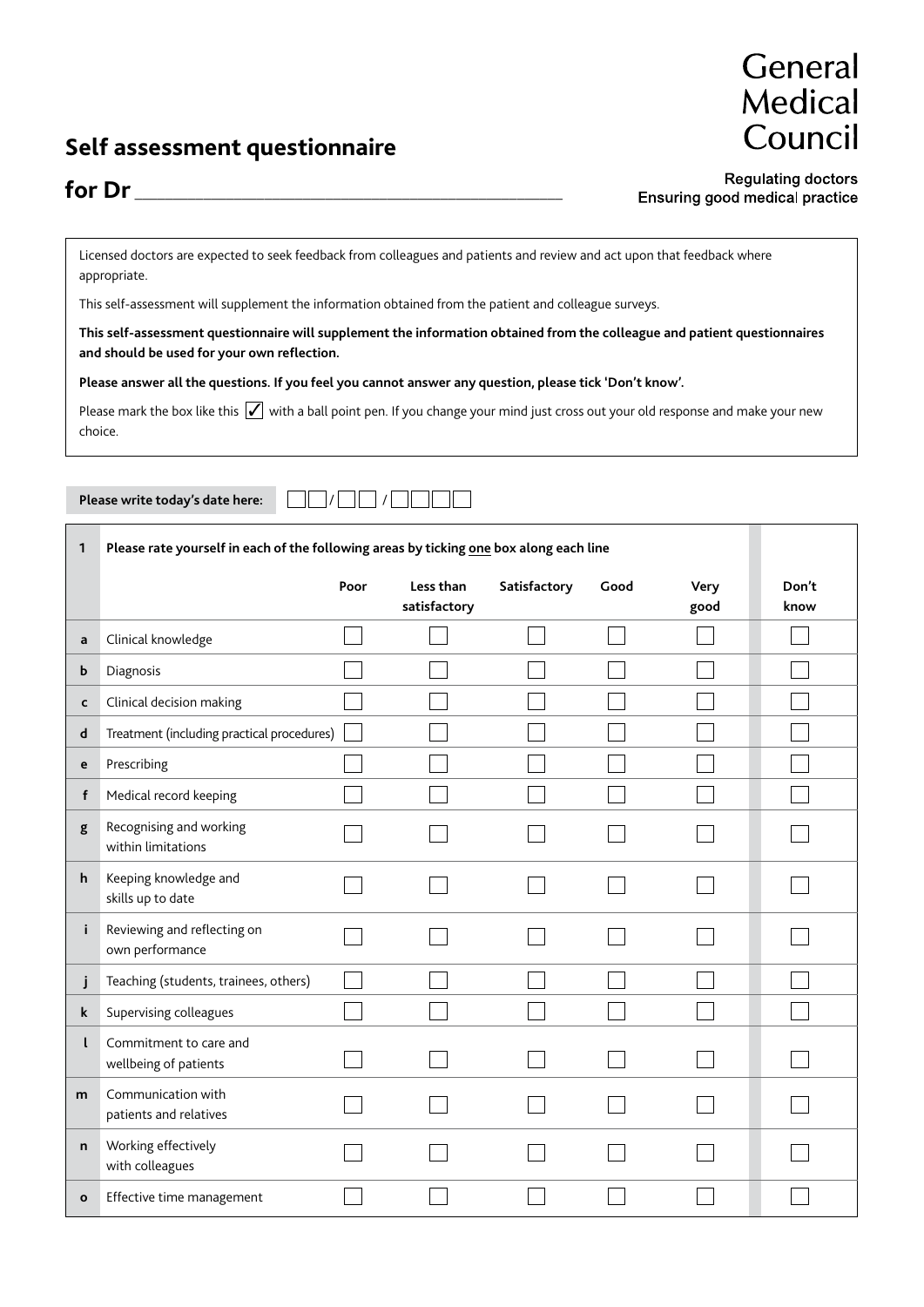General Medical Council

Regulating doctors
Ensuring good medical practice

# Self assessment questionnaire

## for Dr ______________________________

Licensed doctors are expected to seek feedback from colleagues and patients and review and act upon that feedback where appropriate.

This self-assessment will supplement the information obtained from the patient and colleague surveys.

**This self-assessment questionnaire will supplement the information obtained from the colleague and patient questionnaires and should be used for your own reflection.**

**Please answer all the questions. If you feel you cannot answer any question, please tick 'Don't know'.**

Please mark the box like this ☑ with a ball point pen. If you change your mind just cross out your old response and make your new choice.

**Please write today's date here:** ☐☐ / ☐☐ / ☐☐☐☐

| 1 | Please rate yourself in each of the following areas by ticking one box along each line | Poor | Less than satisfactory | Satisfactory | Good | Very good | Don't know |
|---|---|---|---|---|---|---|---|
| a | Clinical knowledge | ☐ | ☐ | ☐ | ☐ | ☐ | ☐ |
| b | Diagnosis | ☐ | ☐ | ☐ | ☐ | ☐ | ☐ |
| c | Clinical decision making | ☐ | ☐ | ☐ | ☐ | ☐ | ☐ |
| d | Treatment (including practical procedures) | ☐ | ☐ | ☐ | ☐ | ☐ | ☐ |
| e | Prescribing | ☐ | ☐ | ☐ | ☐ | ☐ | ☐ |
| f | Medical record keeping | ☐ | ☐ | ☐ | ☐ | ☐ | ☐ |
| g | Recognising and working within limitations | ☐ | ☐ | ☐ | ☐ | ☐ | ☐ |
| h | Keeping knowledge and skills up to date | ☐ | ☐ | ☐ | ☐ | ☐ | ☐ |
| i | Reviewing and reflecting on own performance | ☐ | ☐ | ☐ | ☐ | ☐ | ☐ |
| j | Teaching (students, trainees, others) | ☐ | ☐ | ☐ | ☐ | ☐ | ☐ |
| k | Supervising colleagues | ☐ | ☐ | ☐ | ☐ | ☐ | ☐ |
| l | Commitment to care and wellbeing of patients | ☐ | ☐ | ☐ | ☐ | ☐ | ☐ |
| m | Communication with patients and relatives | ☐ | ☐ | ☐ | ☐ | ☐ | ☐ |
| n | Working effectively with colleagues | ☐ | ☐ | ☐ | ☐ | ☐ | ☐ |
| o | Effective time management | ☐ | ☐ | ☐ | ☐ | ☐ | ☐ |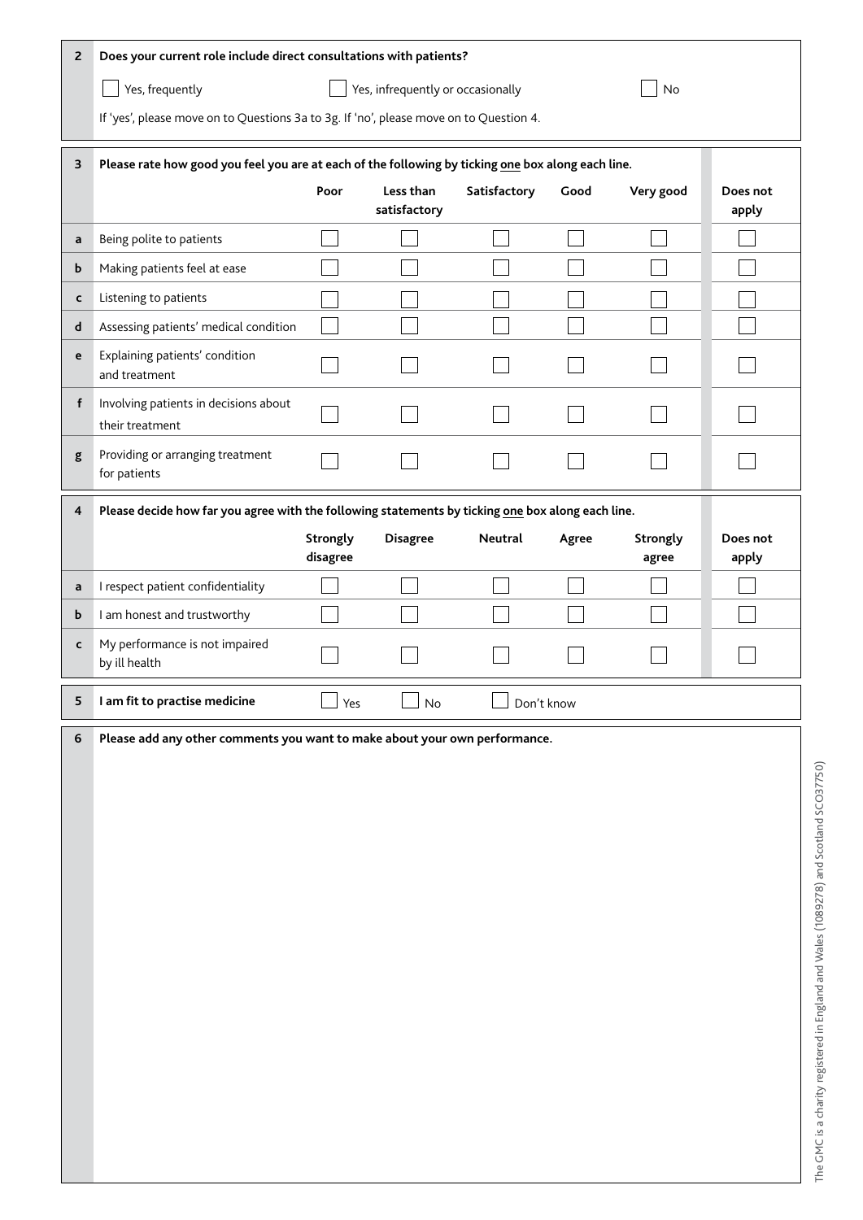**2** **Does your current role include direct consultations with patients?**

☐ Yes, frequently ☐ Yes, infrequently or occasionally ☐ No

If 'yes', please move on to Questions 3a to 3g. If 'no', please move on to Question 4.

**3** **Please rate how good you feel you are at each of the following by ticking one box along each line.**

| | | Poor | Less than satisfactory | Satisfactory | Good | Very good | Does not apply |
|---|---|---|---|---|---|---|---|
| a | Being polite to patients | ☐ | ☐ | ☐ | ☐ | ☐ | ☐ |
| b | Making patients feel at ease | ☐ | ☐ | ☐ | ☐ | ☐ | ☐ |
| c | Listening to patients | ☐ | ☐ | ☐ | ☐ | ☐ | ☐ |
| d | Assessing patients' medical condition | ☐ | ☐ | ☐ | ☐ | ☐ | ☐ |
| e | Explaining patients' condition and treatment | ☐ | ☐ | ☐ | ☐ | ☐ | ☐ |
| f | Involving patients in decisions about their treatment | ☐ | ☐ | ☐ | ☐ | ☐ | ☐ |
| g | Providing or arranging treatment for patients | ☐ | ☐ | ☐ | ☐ | ☐ | ☐ |

**4** **Please decide how far you agree with the following statements by ticking one box along each line.**

| | | Strongly disagree | Disagree | Neutral | Agree | Strongly agree | Does not apply |
|---|---|---|---|---|---|---|---|
| a | I respect patient confidentiality | ☐ | ☐ | ☐ | ☐ | ☐ | ☐ |
| b | I am honest and trustworthy | ☐ | ☐ | ☐ | ☐ | ☐ | ☐ |
| c | My performance is not impaired by ill health | ☐ | ☐ | ☐ | ☐ | ☐ | ☐ |

**5** **I am fit to practise medicine** ☐ Yes ☐ No ☐ Don't know

**6** **Please add any other comments you want to make about your own performance.**

The GMC is a charity registered in England and Wales (1089278) and Scotland SC037750)